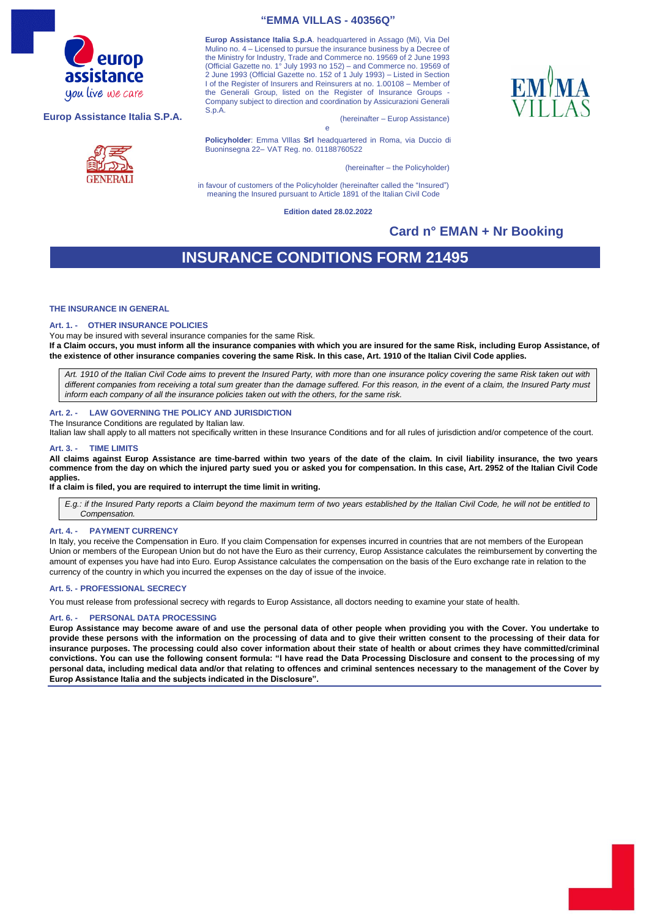# "EMMA VILLAS - 40356Q"

Europ Assistance Italia S.P.A.

**Europ Assistance Italia S.p.A**. headquartered in Assago (Mi), Via Del Mulino no. 4 – Licensed to pursue the insurance business by a Decree of the Ministry for Industry, Trade and Commerce no. 19569 of 2 June 1993 (Official Gazette no. 1° July 1993 no 152) – and Commerce no. 19569 of 2 June 1993 (Official Gazette no. 152 of 1 July 1993) – Listed in Section I of the Register of Insurers and Reinsurers at no. 1.00108 – Member of the Generali Group, listed on the Register of Insurance Groups - Company subject to direction and coordination by Assicurazioni Generali S.p.A.

(hereinafter – Europ Assistance)

e

**Policyholder**: Emma VIllas **Srl** headquartered in Roma, via Duccio di Buoninsegna 22– VAT Reg. no. 01188760522

(hereinafter – the Policyholder)

in favour of customers of the Policyholder (hereinafter called the "Insured") meaning the Insured pursuant to Article 1891 of the Italian Civil Code

**Edition dated 28.02.2022**

## Card n° EMAN + Nr Booking

# INSURANCE CONDITIONS FORM 21495

## THE INSURANCE IN GENERAL

### Art. 1. - OTHER INSURANCE POLICIES

You may be insured with several insurance companies for the same Risk.

**If a Claim occurs, you must inform all the insurance companies with which you are insured for the same Risk, including Europ Assistance, of the existence of other insurance companies covering the same Risk. In this case, Art. 1910 of the Italian Civil Code applies.**

> *Art. 1910 of the Italian Civil Code aims to prevent the Insured Party, with more than one insurance policy covering the same Risk taken out with different companies from receiving a total sum greater than the damage suffered. For this reason, in the event of a claim, the Insured Party must inform each company of all the insurance policies taken out with the others, for the same risk.*

### Art. 2. - LAW GOVERNING THE POLICY AND JURISDICTION

The Insurance Conditions are regulated by Italian law.

Italian law shall apply to all matters not specifically written in these Insurance Conditions and for all rules of jurisdiction and/or competence of the court.

### Art. 3. - TIME LIMITS

**All claims against Europ Assistance are time-barred within two years of the date of the claim. In civil liability insurance, the two years commence from the day on which the injured party sued you or asked you for compensation. In this case, Art. 2952 of the Italian Civil Code applies.**

**If a claim is filed, you are required to interrupt the time limit in writing.**

> *E.g.: if the Insured Party reports a Claim beyond the maximum term of two years established by the Italian Civil Code, he will not be entitled to Compensation.*

### Art. 4. - PAYMENT CURRENCY

In Italy, you receive the Compensation in Euro. If you claim Compensation for expenses incurred in countries that are not members of the European Union or members of the European Union but do not have the Euro as their currency, Europ Assistance calculates the reimbursement by converting the amount of expenses you have had into Euro. Europ Assistance calculates the compensation on the basis of the Euro exchange rate in relation to the currency of the country in which you incurred the expenses on the day of issue of the invoice.

### Art. 5. - PROFESSIONAL SECRECY

You must release from professional secrecy with regards to Europ Assistance, all doctors needing to examine your state of health.

### Art. 6. - PERSONAL DATA PROCESSING

**Europ Assistance may become aware of and use the personal data of other people when providing you with the Cover. You undertake to provide these persons with the information on the processing of data and to give their written consent to the processing of their data for insurance purposes. The processing could also cover information about their state of health or about crimes they have committed/criminal convictions. You can use the following consent formula: "I have read the Data Processing Disclosure and consent to the processing of my personal data, including medical data and/or that relating to offences and criminal sentences necessary to the management of the Cover by Europ Assistance Italia and the subjects indicated in the Disclosure".**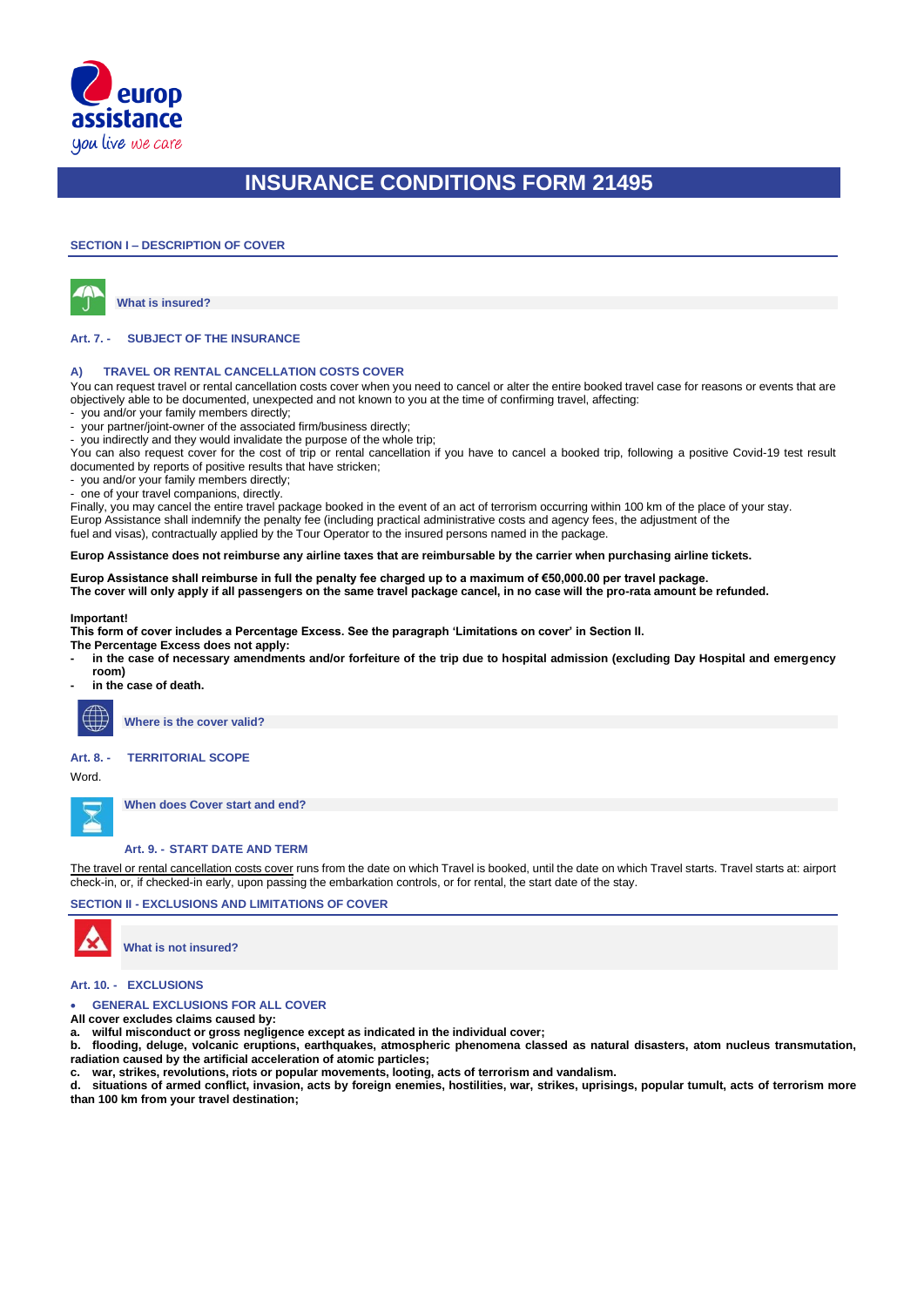# INSURANCE CONDITIONS FORM 21495

## SECTION I – DESCRIPTION OF COVER

### What is insured?

### Art. 7. - SUBJECT OF THE INSURANCE

#### A) TRAVEL OR RENTAL CANCELLATION COSTS COVER

You can request travel or rental cancellation costs cover when you need to cancel or alter the entire booked travel case for reasons or events that are objectively able to be documented, unexpected and not known to you at the time of confirming travel, affecting:

- you and/or your family members directly;
- your partner/joint-owner of the associated firm/business directly;
- you indirectly and they would invalidate the purpose of the whole trip;

You can also request cover for the cost of trip or rental cancellation if you have to cancel a booked trip, following a positive Covid-19 test result documented by reports of positive results that have stricken;

- you and/or your family members directly;
- one of your travel companions, directly.

Finally, you may cancel the entire travel package booked in the event of an act of terrorism occurring within 100 km of the place of your stay.
Europ Assistance shall indemnify the penalty fee (including practical administrative costs and agency fees, the adjustment of the fuel and visas), contractually applied by the Tour Operator to the insured persons named in the package.

**Europ Assistance does not reimburse any airline taxes that are reimbursable by the carrier when purchasing airline tickets.**

**Europ Assistance shall reimburse in full the penalty fee charged up to a maximum of €50,000.00 per travel package.**
**The cover will only apply if all passengers on the same travel package cancel, in no case will the pro-rata amount be refunded.**

**Important!**
**This form of cover includes a Percentage Excess. See the paragraph 'Limitations on cover' in Section II.**
**The Percentage Excess does not apply:**

- **in the case of necessary amendments and/or forfeiture of the trip due to hospital admission (excluding Day Hospital and emergency room)**
- **in the case of death.**

### Where is the cover valid?

### Art. 8. - TERRITORIAL SCOPE

Word.

### When does Cover start and end?

### Art. 9. - START DATE AND TERM

The travel or rental cancellation costs cover runs from the date on which Travel is booked, until the date on which Travel starts. Travel starts at: airport check-in, or, if checked-in early, upon passing the embarkation controls, or for rental, the start date of the stay.

## SECTION II - EXCLUSIONS AND LIMITATIONS OF COVER

### What is not insured?

### Art. 10. - EXCLUSIONS

- **GENERAL EXCLUSIONS FOR ALL COVER**

**All cover excludes claims caused by:**

**a. wilful misconduct or gross negligence except as indicated in the individual cover;**

**b. flooding, deluge, volcanic eruptions, earthquakes, atmospheric phenomena classed as natural disasters, atom nucleus transmutation, radiation caused by the artificial acceleration of atomic particles;**

**c. war, strikes, revolutions, riots or popular movements, looting, acts of terrorism and vandalism.**

**d. situations of armed conflict, invasion, acts by foreign enemies, hostilities, war, strikes, uprisings, popular tumult, acts of terrorism more than 100 km from your travel destination;**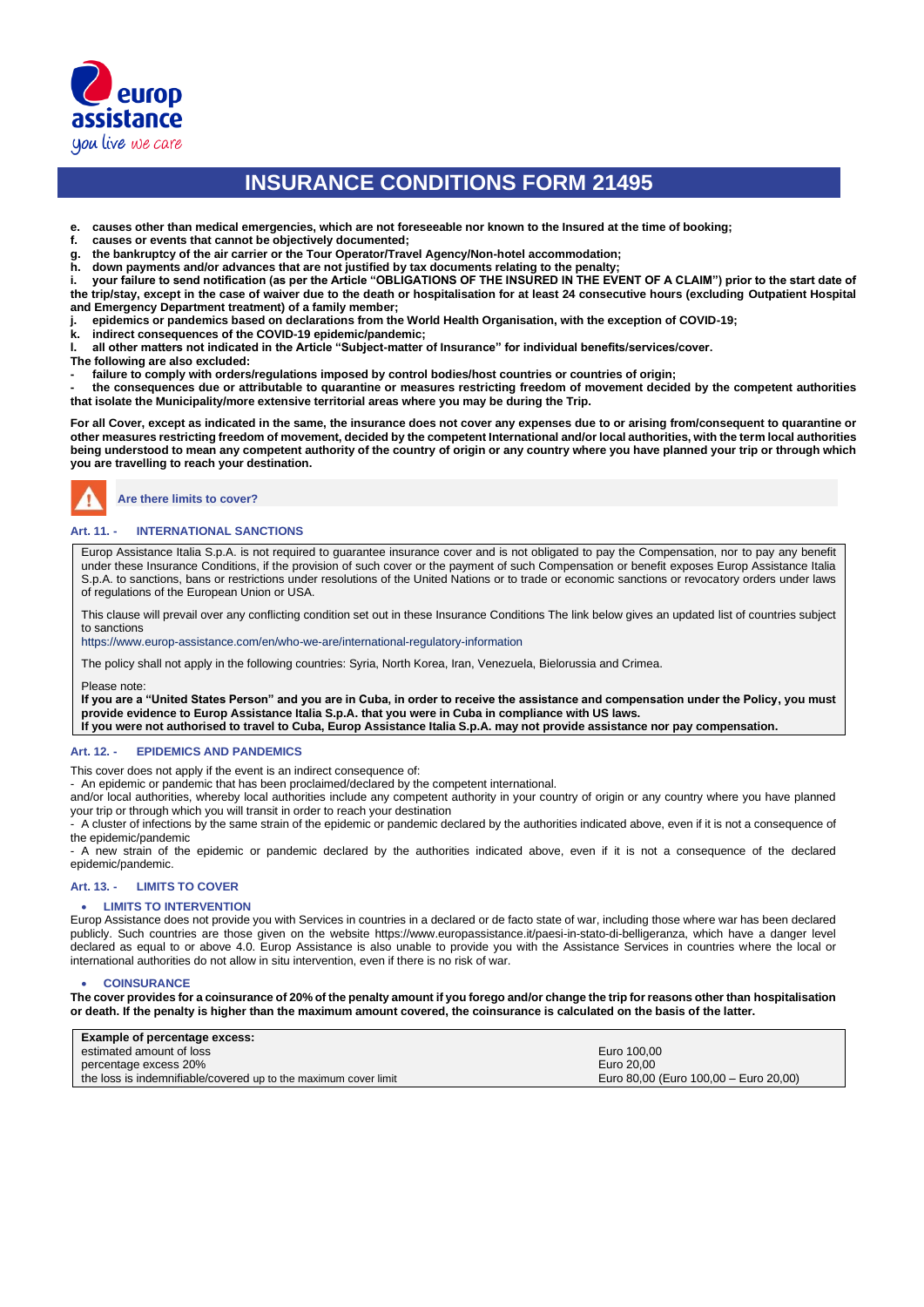# INSURANCE CONDITIONS FORM 21495

**e. causes other than medical emergencies, which are not foreseeable nor known to the Insured at the time of booking;**
**f. causes or events that cannot be objectively documented;**
**g. the bankruptcy of the air carrier or the Tour Operator/Travel Agency/Non-hotel accommodation;**
**h. down payments and/or advances that are not justified by tax documents relating to the penalty;**
**i. your failure to send notification (as per the Article "OBLIGATIONS OF THE INSURED IN THE EVENT OF A CLAIM") prior to the start date of the trip/stay, except in the case of waiver due to the death or hospitalisation for at least 24 consecutive hours (excluding Outpatient Hospital and Emergency Department treatment) of a family member;**
**j. epidemics or pandemics based on declarations from the World Health Organisation, with the exception of COVID-19;**
**k. indirect consequences of the COVID-19 epidemic/pandemic;**
**l. all other matters not included in the Article "Subject-matter of Insurance" for individual benefits/services/cover.**

**The following are also excluded:**

- **failure to comply with orders/regulations imposed by control bodies/host countries or countries of origin;**
- **the consequences due or attributable to quarantine or measures restricting freedom of movement decided by the competent authorities that isolate the Municipality/more extensive territorial areas where you may be during the Trip.**

**For all Cover, except as indicated in the same, the insurance does not cover any expenses due to or arising from/consequent to quarantine or other measures restricting freedom of movement, decided by the competent International and/or local authorities, with the term local authorities being understood to mean any competent authority of the country of origin or any country where you have planned your trip or through which you are travelling to reach your destination.**

## Are there limits to cover?

### Art. 11. - INTERNATIONAL SANCTIONS

Europ Assistance Italia S.p.A. is not required to guarantee insurance cover and is not obligated to pay the Compensation, nor to pay any benefit under these Insurance Conditions, if the provision of such cover or the payment of such Compensation or benefit exposes Europ Assistance Italia S.p.A. to sanctions, bans or restrictions under resolutions of the United Nations or to trade or economic sanctions or revocatory orders under laws of regulations of the European Union or USA.

This clause will prevail over any conflicting condition set out in these Insurance Conditions The link below gives an updated list of countries subject to sanctions
https://www.europ-assistance.com/en/who-we-are/international-regulatory-information

The policy shall not apply in the following countries: Syria, North Korea, Iran, Venezuela, Bielorussia and Crimea.

Please note:
**If you are a "United States Person" and you are in Cuba, in order to receive the assistance and compensation under the Policy, you must provide evidence to Europ Assistance Italia S.p.A. that you were in Cuba in compliance with US laws.**
**If you were not authorised to travel to Cuba, Europ Assistance Italia S.p.A. may not provide assistance nor pay compensation.**

### Art. 12. - EPIDEMICS AND PANDEMICS

This cover does not apply if the event is an indirect consequence of:
- An epidemic or pandemic that has been proclaimed/declared by the competent international.

and/or local authorities, whereby local authorities include any competent authority in your country of origin or any country where you have planned your trip or through which you will transit in order to reach your destination
- A cluster of infections by the same strain of the epidemic or pandemic declared by the authorities indicated above, even if it is not a consequence of the epidemic/pandemic
- A new strain of the epidemic or pandemic declared by the authorities indicated above, even if it is not a consequence of the declared epidemic/pandemic.

### Art. 13. - LIMITS TO COVER

- **LIMITS TO INTERVENTION**

Europ Assistance does not provide you with Services in countries in a declared or de facto state of war, including those where war has been declared publicly. Such countries are those given on the website https://www.europassistance.it/paesi-in-stato-di-belligeranza, which have a danger level declared as equal to or above 4.0. Europ Assistance is also unable to provide you with the Assistance Services in countries where the local or international authorities do not allow in situ intervention, even if there is no risk of war.

- **COINSURANCE**

**The cover provides for a coinsurance of 20% of the penalty amount if you forego and/or change the trip for reasons other than hospitalisation or death. If the penalty is higher than the maximum amount covered, the coinsurance is calculated on the basis of the latter.**

| **Example of percentage excess:** | |
|---|---|
| estimated amount of loss | Euro 100,00 |
| percentage excess 20% | Euro 20,00 |
| the loss is indemnifiable/covered up to the maximum cover limit | Euro 80,00 (Euro 100,00 – Euro 20,00) |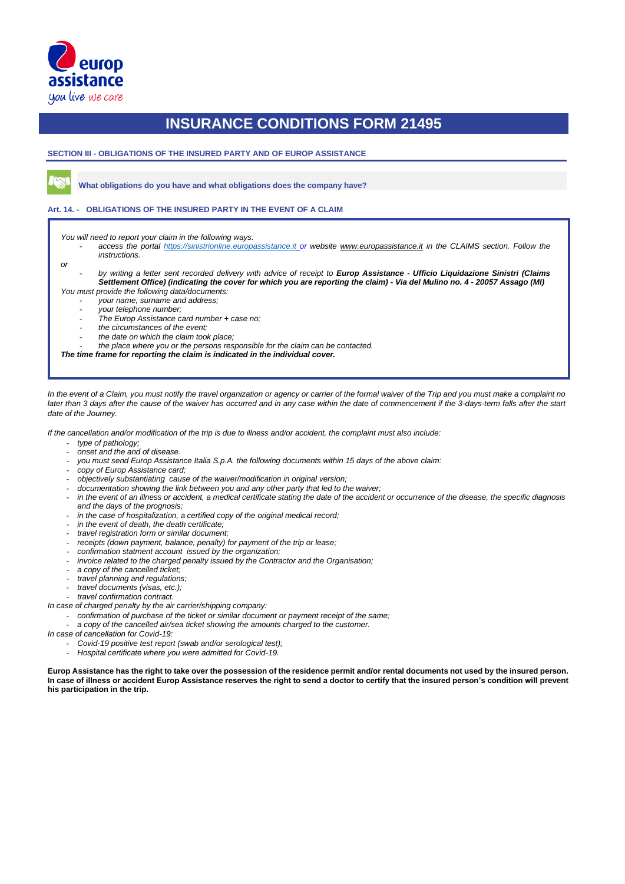# INSURANCE CONDITIONS FORM 21495

## SECTION III - OBLIGATIONS OF THE INSURED PARTY AND OF EUROP ASSISTANCE

**What obligations do you have and what obligations does the company have?**

### Art. 14. - OBLIGATIONS OF THE INSURED PARTY IN THE EVENT OF A CLAIM

*You will need to report your claim in the following ways:*

- *access the portal https://sinistrionline.europassistance.it or website www.europassistance.it in the CLAIMS section. Follow the instructions.*

*or*

- *by writing a letter sent recorded delivery with advice of receipt to **Europ Assistance - Ufficio Liquidazione Sinistri (Claims Settlement Office) (indicating the cover for which you are reporting the claim) - Via del Mulino no. 4 - 20057 Assago (MI)***

*You must provide the following data/documents:*

- *your name, surname and address;*
- *your telephone number;*
- *The Europ Assistance card number + case no;*
- *the circumstances of the event;*
- *the date on which the claim took place;*
- *the place where you or the persons responsible for the claim can be contacted.*

***The time frame for reporting the claim is indicated in the individual cover.***

*In the event of a Claim, you must notify the travel organization or agency or carrier of the formal waiver of the Trip and you must make a complaint no later than 3 days after the cause of the waiver has occurred and in any case within the date of commencement if the 3-days-term falls after the start date of the Journey.*

*If the cancellation and/or modification of the trip is due to illness and/or accident, the complaint must also include:*

- *type of pathology;*
- *onset and the and of disease.*
- *you must send Europ Assistance Italia S.p.A. the following documents within 15 days of the above claim:*
- *copy of Europ Assistance card;*
- *objectively substantiating cause of the waiver/modification in original version;*
- *documentation showing the link between you and any other party that led to the waiver;*
- *in the event of an illness or accident, a medical certificate stating the date of the accident or occurrence of the disease, the specific diagnosis and the days of the prognosis;*
- *in the case of hospitalization, a certified copy of the original medical record;*
- *in the event of death, the death certificate;*
- *travel registration form or similar document;*
- *receipts (down payment, balance, penalty) for payment of the trip or lease;*
- *confirmation statment account issued by the organization;*
- *invoice related to the charged penalty issued by the Contractor and the Organisation;*
- *a copy of the cancelled ticket;*
- *travel planning and regulations;*
- *travel documents (visas, etc.);*
- *travel confirmation contract.*

*In case of charged penalty by the air carrier/shipping company:*

- *confirmation of purchase of the ticket or similar document or payment receipt of the same;*
- *a copy of the cancelled air/sea ticket showing the amounts charged to the customer.*

*In case of cancellation for Covid-19:*

- *Covid-19 positive test report (swab and/or serological test);*
- *Hospital certificate where you were admitted for Covid-19.*

**Europ Assistance has the right to take over the possession of the residence permit and/or rental documents not used by the insured person. In case of illness or accident Europ Assistance reserves the right to send a doctor to certify that the insured person's condition will prevent his participation in the trip.**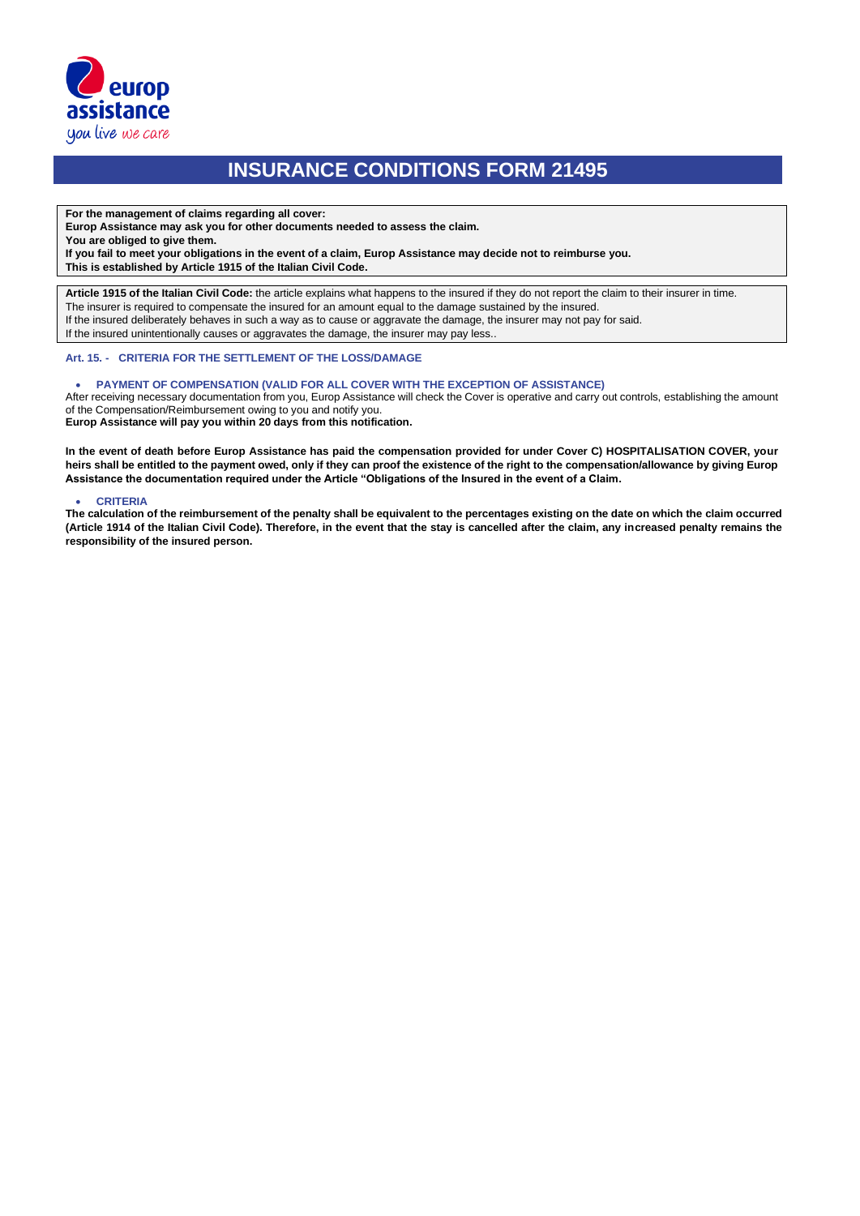# INSURANCE CONDITIONS FORM 21495

**For the management of claims regarding all cover:**
**Europ Assistance may ask you for other documents needed to assess the claim.**
**You are obliged to give them.**
**If you fail to meet your obligations in the event of a claim, Europ Assistance may decide not to reimburse you.**
**This is established by Article 1915 of the Italian Civil Code.**

**Article 1915 of the Italian Civil Code:** the article explains what happens to the insured if they do not report the claim to their insurer in time.
The insurer is required to compensate the insured for an amount equal to the damage sustained by the insured.
If the insured deliberately behaves in such a way as to cause or aggravate the damage, the insurer may not pay for said.
If the insured unintentionally causes or aggravates the damage, the insurer may pay less..

### Art. 15. - CRITERIA FOR THE SETTLEMENT OF THE LOSS/DAMAGE

- **PAYMENT OF COMPENSATION (VALID FOR ALL COVER WITH THE EXCEPTION OF ASSISTANCE)**

After receiving necessary documentation from you, Europ Assistance will check the Cover is operative and carry out controls, establishing the amount of the Compensation/Reimbursement owing to you and notify you.
**Europ Assistance will pay you within 20 days from this notification.**

**In the event of death before Europ Assistance has paid the compensation provided for under Cover C) HOSPITALISATION COVER, your heirs shall be entitled to the payment owed, only if they can proof the existence of the right to the compensation/allowance by giving Europ Assistance the documentation required under the Article "Obligations of the Insured in the event of a Claim.**

- **CRITERIA**

**The calculation of the reimbursement of the penalty shall be equivalent to the percentages existing on the date on which the claim occurred (Article 1914 of the Italian Civil Code). Therefore, in the event that the stay is cancelled after the claim, any increased penalty remains the responsibility of the insured person.**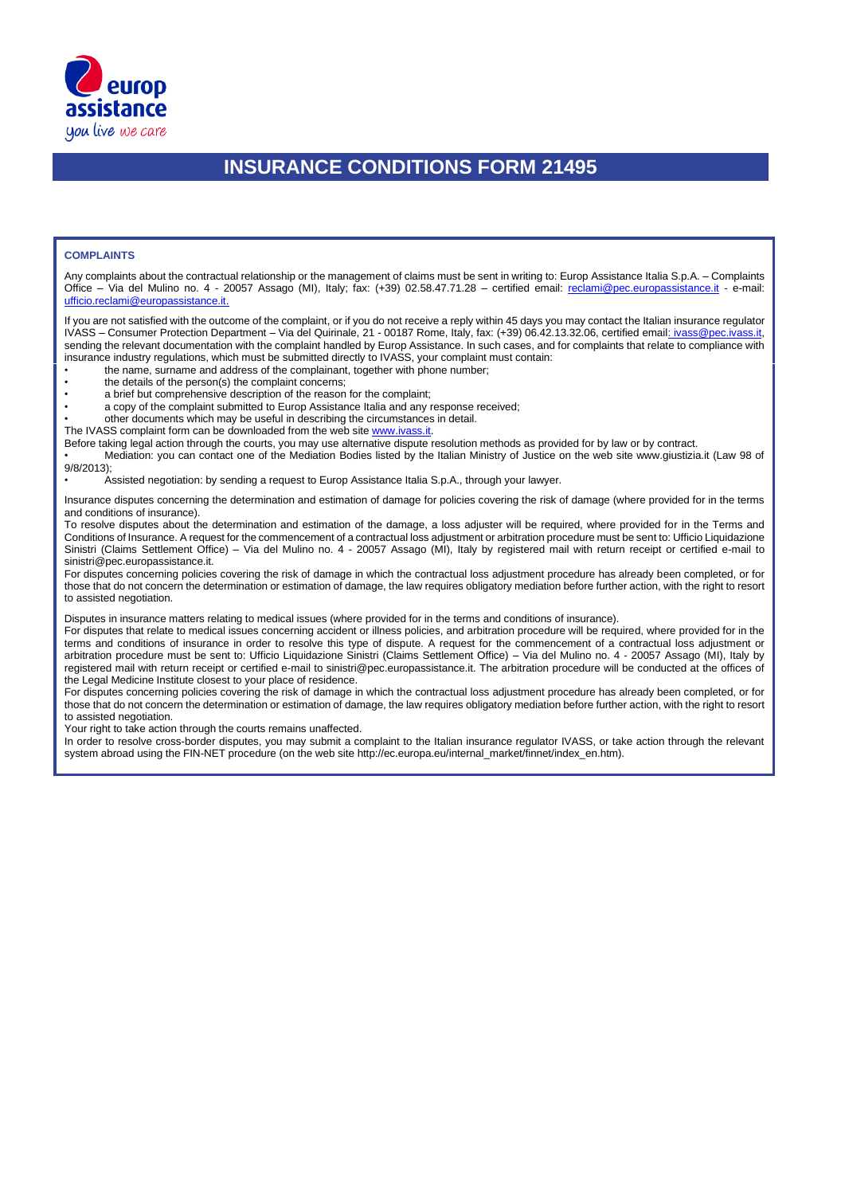# INSURANCE CONDITIONS FORM 21495

**COMPLAINTS**

Any complaints about the contractual relationship or the management of claims must be sent in writing to: Europ Assistance Italia S.p.A. – Complaints Office – Via del Mulino no. 4 - 20057 Assago (MI), Italy; fax: (+39) 02.58.47.71.28 – certified email: reclami@pec.europassistance.it - e-mail: ufficio.reclami@europassistance.it.

If you are not satisfied with the outcome of the complaint, or if you do not receive a reply within 45 days you may contact the Italian insurance regulator IVASS – Consumer Protection Department – Via del Quirinale, 21 - 00187 Rome, Italy, fax: (+39) 06.42.13.32.06, certified email: ivass@pec.ivass.it, sending the relevant documentation with the complaint handled by Europ Assistance. In such cases, and for complaints that relate to compliance with insurance industry regulations, which must be submitted directly to IVASS, your complaint must contain:

- the name, surname and address of the complainant, together with phone number;
- the details of the person(s) the complaint concerns;
- a brief but comprehensive description of the reason for the complaint;
- a copy of the complaint submitted to Europ Assistance Italia and any response received;
- other documents which may be useful in describing the circumstances in detail.

The IVASS complaint form can be downloaded from the web site www.ivass.it.

Before taking legal action through the courts, you may use alternative dispute resolution methods as provided for by law or by contract.

- Mediation: you can contact one of the Mediation Bodies listed by the Italian Ministry of Justice on the web site www.giustizia.it (Law 98 of 9/8/2013);
- Assisted negotiation: by sending a request to Europ Assistance Italia S.p.A., through your lawyer.

Insurance disputes concerning the determination and estimation of damage for policies covering the risk of damage (where provided for in the terms and conditions of insurance).

To resolve disputes about the determination and estimation of the damage, a loss adjuster will be required, where provided for in the Terms and Conditions of Insurance. A request for the commencement of a contractual loss adjustment or arbitration procedure must be sent to: Ufficio Liquidazione Sinistri (Claims Settlement Office) – Via del Mulino no. 4 - 20057 Assago (MI), Italy by registered mail with return receipt or certified e-mail to sinistri@pec.europassistance.it.

For disputes concerning policies covering the risk of damage in which the contractual loss adjustment procedure has already been completed, or for those that do not concern the determination or estimation of damage, the law requires obligatory mediation before further action, with the right to resort to assisted negotiation.

Disputes in insurance matters relating to medical issues (where provided for in the terms and conditions of insurance).

For disputes that relate to medical issues concerning accident or illness policies, and arbitration procedure will be required, where provided for in the terms and conditions of insurance in order to resolve this type of dispute. A request for the commencement of a contractual loss adjustment or arbitration procedure must be sent to: Ufficio Liquidazione Sinistri (Claims Settlement Office) – Via del Mulino no. 4 - 20057 Assago (MI), Italy by registered mail with return receipt or certified e-mail to sinistri@pec.europassistance.it. The arbitration procedure will be conducted at the offices of the Legal Medicine Institute closest to your place of residence.

For disputes concerning policies covering the risk of damage in which the contractual loss adjustment procedure has already been completed, or for those that do not concern the determination or estimation of damage, the law requires obligatory mediation before further action, with the right to resort to assisted negotiation.

Your right to take action through the courts remains unaffected.

In order to resolve cross-border disputes, you may submit a complaint to the Italian insurance regulator IVASS, or take action through the relevant system abroad using the FIN-NET procedure (on the web site http://ec.europa.eu/internal_market/finnet/index_en.htm).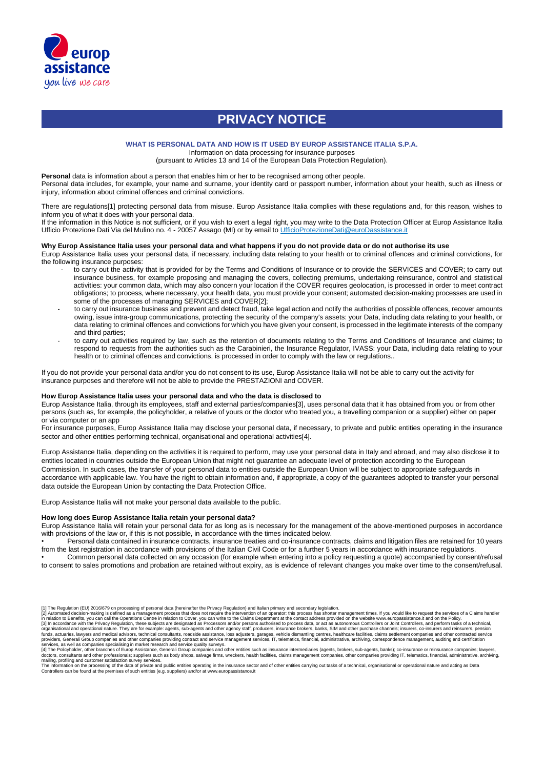# PRIVACY NOTICE

**WHAT IS PERSONAL DATA AND HOW IS IT USED BY EUROP ASSISTANCE ITALIA S.P.A.**

Information on data processing for insurance purposes
(pursuant to Articles 13 and 14 of the European Data Protection Regulation).

**Personal** data is information about a person that enables him or her to be recognised among other people.
Personal data includes, for example, your name and surname, your identity card or passport number, information about your health, such as illness or injury, information about criminal offences and criminal convictions.

There are regulations[1] protecting personal data from misuse. Europ Assistance Italia complies with these regulations and, for this reason, wishes to inform you of what it does with your personal data.
If the information in this Notice is not sufficient, or if you wish to exert a legal right, you may write to the Data Protection Officer at Europ Assistance Italia Ufficio Protezione Dati Via del Mulino no. 4 - 20057 Assago (MI) or by email to UfficioProtezioneDati@euroDassistance.it

**Why Europ Assistance Italia uses your personal data and what happens if you do not provide data or do not authorise its use**

Europ Assistance Italia uses your personal data, if necessary, including data relating to your health or to criminal offences and criminal convictions, for the following insurance purposes:

- to carry out the activity that is provided for by the Terms and Conditions of Insurance or to provide the SERVICES and COVER; to carry out insurance business, for example proposing and managing the covers, collecting premiums, undertaking reinsurance, control and statistical activities: your common data, which may also concern your location if the COVER requires geolocation, is processed in order to meet contract obligations; to process, where necessary, your health data, you must provide your consent; automated decision-making processes are used in some of the processes of managing SERVICES and COVER[2];
- to carry out insurance business and prevent and detect fraud, take legal action and notify the authorities of possible offences, recover amounts owing, issue intra-group communications, protecting the security of the company's assets: your Data, including data relating to your health, or data relating to criminal offences and convictions for which you have given your consent, is processed in the legitimate interests of the company and third parties;
- to carry out activities required by law, such as the retention of documents relating to the Terms and Conditions of Insurance and claims; to respond to requests from the authorities such as the Carabinieri, the Insurance Regulator, IVASS: your Data, including data relating to your health or to criminal offences and convictions, is processed in order to comply with the law or regulations..

If you do not provide your personal data and/or you do not consent to its use, Europ Assistance Italia will not be able to carry out the activity for insurance purposes and therefore will not be able to provide the PRESTAZIONI and COVER.

**How Europ Assistance Italia uses your personal data and who the data is disclosed to**

Europ Assistance Italia, through its employees, staff and external parties/companies[3], uses personal data that it has obtained from you or from other persons (such as, for example, the policyholder, a relative of yours or the doctor who treated you, a travelling companion or a supplier) either on paper or via computer or an app
For insurance purposes, Europ Assistance Italia may disclose your personal data, if necessary, to private and public entities operating in the insurance sector and other entities performing technical, organisational and operational activities[4].

Europ Assistance Italia, depending on the activities it is required to perform, may use your personal data in Italy and abroad, and may also disclose it to entities located in countries outside the European Union that might not guarantee an adequate level of protection according to the European Commission. In such cases, the transfer of your personal data to entities outside the European Union will be subject to appropriate safeguards in accordance with applicable law. You have the right to obtain information and, if appropriate, a copy of the guarantees adopted to transfer your personal data outside the European Union by contacting the Data Protection Office.

Europ Assistance Italia will not make your personal data available to the public.

**How long does Europ Assistance Italia retain your personal data?**

Europ Assistance Italia will retain your personal data for as long as is necessary for the management of the above-mentioned purposes in accordance with provisions of the law or, if this is not possible, in accordance with the times indicated below.

- Personal data contained in insurance contracts, insurance treaties and co-insurance contracts, claims and litigation files are retained for 10 years from the last registration in accordance with provisions of the Italian Civil Code or for a further 5 years in accordance with insurance regulations.
- Common personal data collected on any occasion (for example when entering into a policy requesting a quote) accompanied by consent/refusal to consent to sales promotions and probation are retained without expiry, as is evidence of relevant changes you make over time to the consent/refusal.

[1] The Regulation (EU) 2016/679 on processing of personal data (hereinafter the Privacy Regulation) and Italian primary and secondary legislation.
[2] Automated decision-making is defined as a management process that does not require the intervention of an operator: this process has shorter management times. If you would like to request the services of a Claims handler in relation to Benefits, you can call the Operations Centre in relation to Cover, you can write to the Claims Department at the contact address provided on the website www.europassistance.it and on the Policy.
[3] In accordance with the Privacy Regulation, these subjects are designated as Processors and/or persons authorised to process data, or act as autonomous Controllers or Joint Controllers, and perform tasks of a technical, organisational and operational nature. They are for example: agents, sub-agents and other agency staff, producers, insurance brokers, banks, SIM and other purchase channels; insurers, co-insurers and reinsurers, pension funds, actuaries, lawyers and medical advisors, technical consultants, roadside assistance, loss adjusters, garages, vehicle dismantling centres, healthcare facilities, claims settlement companies and other contracted service providers, Generali Group companies and other companies providing contract and service management services, IT, telematics, financial, administrative, archiving, correspondence management, auditing and certification services, as well as companies specialising in market research and service quality surveys.
[4] The Policyholder, other branches of Europ Assistance, Generali Group companies and other entities such as insurance intermediaries (agents, brokers, sub-agents, banks); co-insurance or reinsurance companies; lawyers, doctors, consultants and other professionals; suppliers such as body shops, salvage firms, wreckers, health facilities, claims management companies, other companies providing IT, telematics, financial, administrative, archiving, mailing, profiling and customer satisfaction survey services.
The information on the processing of the data of private and public entities operating in the insurance sector and of other entities carrying out tasks of a technical, organisational or operational nature and acting as Data Controllers can be found at the premises of such entities (e.g. suppliers) and/or at www.europassistance.it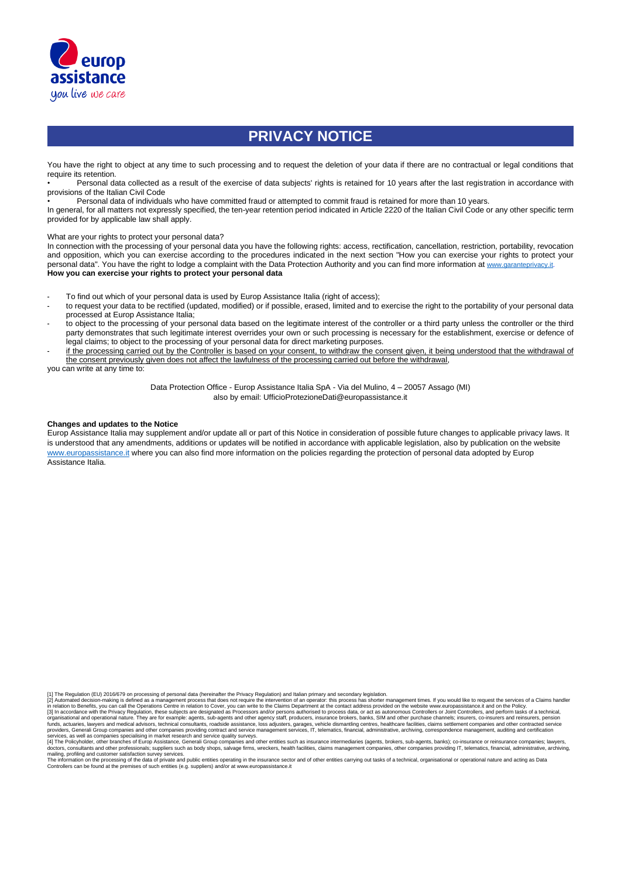# PRIVACY NOTICE

You have the right to object at any time to such processing and to request the deletion of your data if there are no contractual or legal conditions that require its retention.

- Personal data collected as a result of the exercise of data subjects' rights is retained for 10 years after the last registration in accordance with provisions of the Italian Civil Code
- Personal data of individuals who have committed fraud or attempted to commit fraud is retained for more than 10 years.

In general, for all matters not expressly specified, the ten-year retention period indicated in Article 2220 of the Italian Civil Code or any other specific term provided for by applicable law shall apply.

What are your rights to protect your personal data?

In connection with the processing of your personal data you have the following rights: access, rectification, cancellation, restriction, portability, revocation and opposition, which you can exercise according to the procedures indicated in the next section "How you can exercise your rights to protect your personal data". You have the right to lodge a complaint with the Data Protection Authority and you can find more information at www.garanteprivacy.it.

**How you can exercise your rights to protect your personal data**

- To find out which of your personal data is used by Europ Assistance Italia (right of access);
- to request your data to be rectified (updated, modified) or if possible, erased, limited and to exercise the right to the portability of your personal data processed at Europ Assistance Italia;
- to object to the processing of your personal data based on the legitimate interest of the controller or a third party unless the controller or the third party demonstrates that such legitimate interest overrides your own or such processing is necessary for the establishment, exercise or defence of legal claims; to object to the processing of your personal data for direct marketing purposes.
- if the processing carried out by the Controller is based on your consent, to withdraw the consent given, it being understood that the withdrawal of the consent previously given does not affect the lawfulness of the processing carried out before the withdrawal,

you can write at any time to:

Data Protection Office - Europ Assistance Italia SpA - Via del Mulino, 4 – 20057 Assago (MI)
also by email: UfficioProtezioneDati@europassistance.it

**Changes and updates to the Notice**

Europ Assistance Italia may supplement and/or update all or part of this Notice in consideration of possible future changes to applicable privacy laws. It is understood that any amendments, additions or updates will be notified in accordance with applicable legislation, also by publication on the website www.europassistance.it where you can also find more information on the policies regarding the protection of personal data adopted by Europ Assistance Italia.

[1] The Regulation (EU) 2016/679 on processing of personal data (hereinafter the Privacy Regulation) and Italian primary and secondary legislation.
[2] Automated decision-making is defined as a management process that does not require the intervention of an operator: this process has shorter management times. If you would like to request the services of a Claims handler in relation to Benefits, you can call the Operations Centre in relation to Cover, you can write to the Claims Department at the contact address provided on the website www.europassistance.it and on the Policy.
[3] In accordance with the Privacy Regulation, these subjects are designated as Processors and/or persons authorised to process data, or act as autonomous Controllers or Joint Controllers, and perform tasks of a technical, organisational and operational nature. They are for example: agents, sub-agents and other agency staff, producers, insurance brokers, banks, SIM and other purchase channels; insurers, co-insurers and reinsurers, pension funds, actuaries, lawyers and medical advisors, technical consultants, roadside assistance, loss adjusters, garages, vehicle dismantling centres, healthcare facilities, claims settlement companies and other contracted service providers, Generali Group companies and other companies providing contract and service management services, IT, telematics, financial, administrative, archiving, correspondence management, auditing and certification services, as well as companies specialising in market research and service quality surveys.
[4] The Policyholder, other branches of Europ Assistance, Generali Group companies and other entities such as insurance intermediaries (agents, brokers, sub-agents, banks); co-insurance or reinsurance companies; lawyers, doctors, consultants and other professionals; suppliers such as body shops, salvage firms, wreckers, health facilities, claims management companies, other companies providing IT, telematics, financial, administrative, archiving, mailing, profiling and customer satisfaction survey services.
The information on the processing of the data of private and public entities operating in the insurance sector and of other entities carrying out tasks of a technical, organisational or operational nature and acting as Data Controllers can be found at the premises of such entities (e.g. suppliers) and/or at www.europassistance.it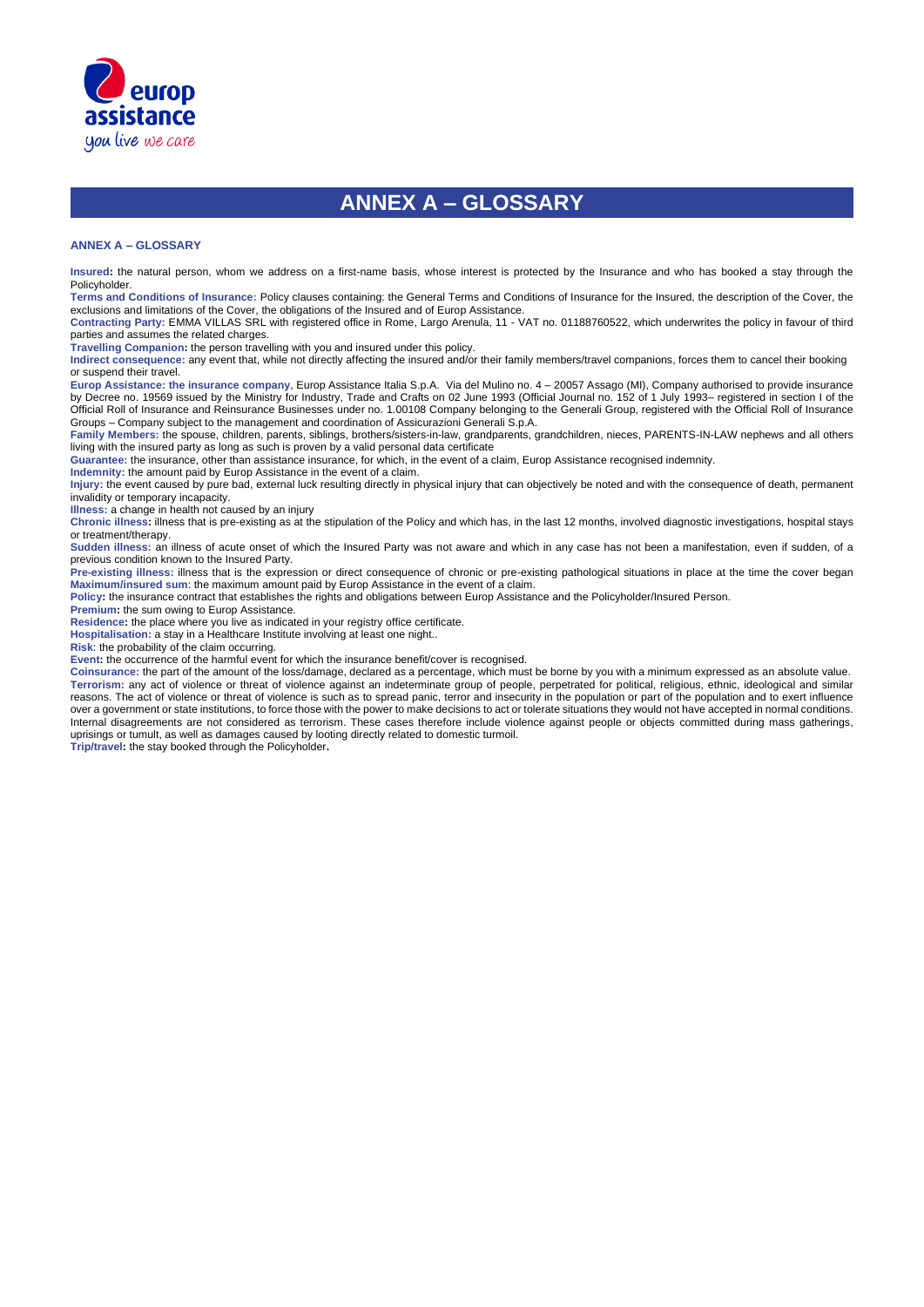# ANNEX A – GLOSSARY

### ANNEX A – GLOSSARY

**Insured:** the natural person, whom we address on a first-name basis, whose interest is protected by the Insurance and who has booked a stay through the Policyholder.

**Terms and Conditions of Insurance:** Policy clauses containing: the General Terms and Conditions of Insurance for the Insured, the description of the Cover, the exclusions and limitations of the Cover, the obligations of the Insured and of Europ Assistance.

**Contracting Party:** EMMA VILLAS SRL with registered office in Rome, Largo Arenula, 11 - VAT no. 01188760522, which underwrites the policy in favour of third parties and assumes the related charges.

**Travelling Companion:** the person travelling with you and insured under this policy.

**Indirect consequence:** any event that, while not directly affecting the insured and/or their family members/travel companions, forces them to cancel their booking or suspend their travel.

**Europ Assistance: the insurance company**, Europ Assistance Italia S.p.A. Via del Mulino no. 4 – 20057 Assago (MI), Company authorised to provide insurance by Decree no. 19569 issued by the Ministry for Industry, Trade and Crafts on 02 June 1993 (Official Journal no. 152 of 1 July 1993– registered in section I of the Official Roll of Insurance and Reinsurance Businesses under no. 1.00108 Company belonging to the Generali Group, registered with the Official Roll of Insurance Groups – Company subject to the management and coordination of Assicurazioni Generali S.p.A.

**Family Members:** the spouse, children, parents, siblings, brothers/sisters-in-law, grandparents, grandchildren, nieces, PARENTS-IN-LAW nephews and all others living with the insured party as long as such is proven by a valid personal data certificate

**Guarantee:** the insurance, other than assistance insurance, for which, in the event of a claim, Europ Assistance recognised indemnity.

**Indemnity:** the amount paid by Europ Assistance in the event of a claim.

**Injury:** the event caused by pure bad, external luck resulting directly in physical injury that can objectively be noted and with the consequence of death, permanent invalidity or temporary incapacity.

**Illness:** a change in health not caused by an injury

**Chronic illness:** illness that is pre-existing as at the stipulation of the Policy and which has, in the last 12 months, involved diagnostic investigations, hospital stays or treatment/therapy.

**Sudden illness:** an illness of acute onset of which the Insured Party was not aware and which in any case has not been a manifestation, even if sudden, of a previous condition known to the Insured Party.

**Pre-existing illness:** illness that is the expression or direct consequence of chronic or pre-existing pathological situations in place at the time the cover began

**Maximum/insured sum**: the maximum amount paid by Europ Assistance in the event of a claim.

**Policy:** the insurance contract that establishes the rights and obligations between Europ Assistance and the Policyholder/Insured Person.

**Premium:** the sum owing to Europ Assistance.

**Residence:** the place where you live as indicated in your registry office certificate.

**Hospitalisation:** a stay in a Healthcare Institute involving at least one night..

**Risk**: the probability of the claim occurring.

**Event:** the occurrence of the harmful event for which the insurance benefit/cover is recognised.

**Coinsurance:** the part of the amount of the loss/damage, declared as a percentage, which must be borne by you with a minimum expressed as an absolute value.

**Terrorism:** any act of violence or threat of violence against an indeterminate group of people, perpetrated for political, religious, ethnic, ideological and similar reasons. The act of violence or threat of violence is such as to spread panic, terror and insecurity in the population or part of the population and to exert influence over a government or state institutions, to force those with the power to make decisions to act or tolerate situations they would not have accepted in normal conditions. Internal disagreements are not considered as terrorism. These cases therefore include violence against people or objects committed during mass gatherings, uprisings or tumult, as well as damages caused by looting directly related to domestic turmoil.

**Trip/travel:** the stay booked through the Policyholder.